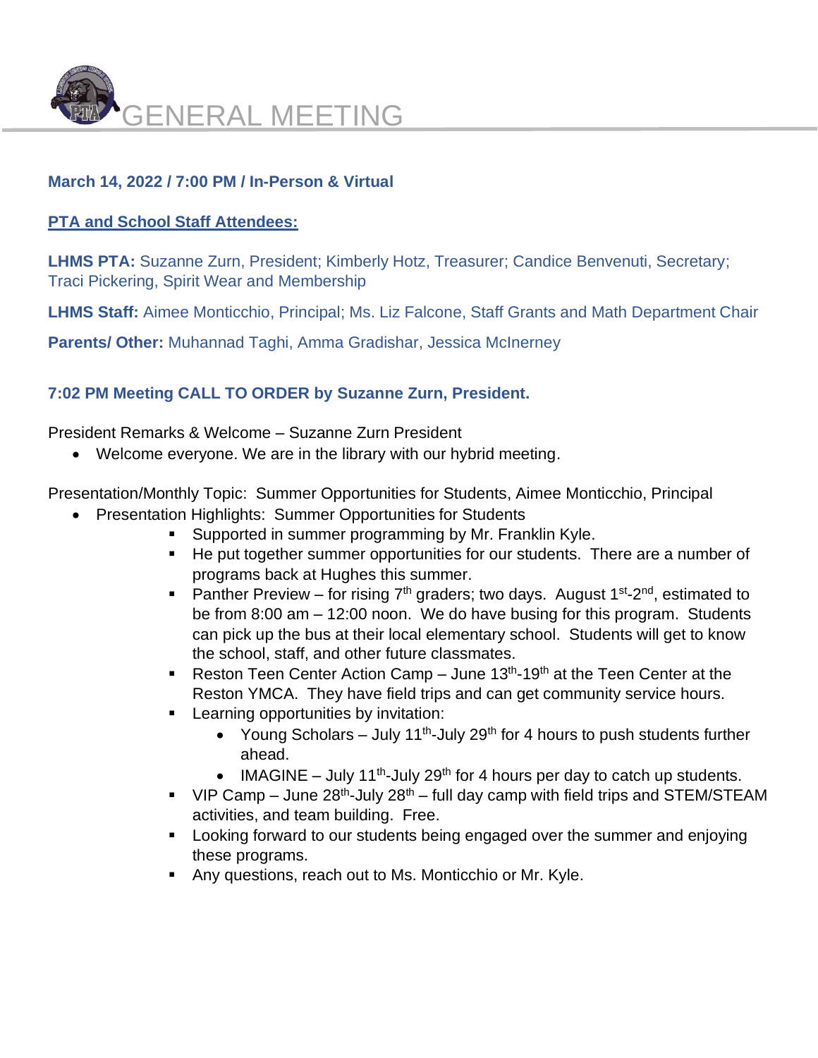# GENERAL MEETING

**March 14, 2022 / 7:00 PM / In-Person & Virtual**

**PTA and School Staff Attendees:**

**LHMS PTA:** Suzanne Zurn, President; Kimberly Hotz, Treasurer; Candice Benvenuti, Secretary; Traci Pickering, Spirit Wear and Membership

**LHMS Staff:** Aimee Monticchio, Principal; Ms. Liz Falcone, Staff Grants and Math Department Chair

**Parents/ Other:** Muhannad Taghi, Amma Gradishar, Jessica McInerney

**7:02 PM Meeting CALL TO ORDER by Suzanne Zurn, President.**

President Remarks & Welcome – Suzanne Zurn President

- Welcome everyone. We are in the library with our hybrid meeting.

Presentation/Monthly Topic: Summer Opportunities for Students, Aimee Monticchio, Principal

- Presentation Highlights: Summer Opportunities for Students
  - Supported in summer programming by Mr. Franklin Kyle.
  - He put together summer opportunities for our students. There are a number of programs back at Hughes this summer.
  - Panther Preview – for rising 7th graders; two days. August 1st-2nd, estimated to be from 8:00 am – 12:00 noon. We do have busing for this program. Students can pick up the bus at their local elementary school. Students will get to know the school, staff, and other future classmates.
  - Reston Teen Center Action Camp – June 13th-19th at the Teen Center at the Reston YMCA. They have field trips and can get community service hours.
  - Learning opportunities by invitation:
    - Young Scholars – July 11th-July 29th for 4 hours to push students further ahead.
    - IMAGINE – July 11th-July 29th for 4 hours per day to catch up students.
  - VIP Camp – June 28th-July 28th – full day camp with field trips and STEM/STEAM activities, and team building. Free.
  - Looking forward to our students being engaged over the summer and enjoying these programs.
  - Any questions, reach out to Ms. Monticchio or Mr. Kyle.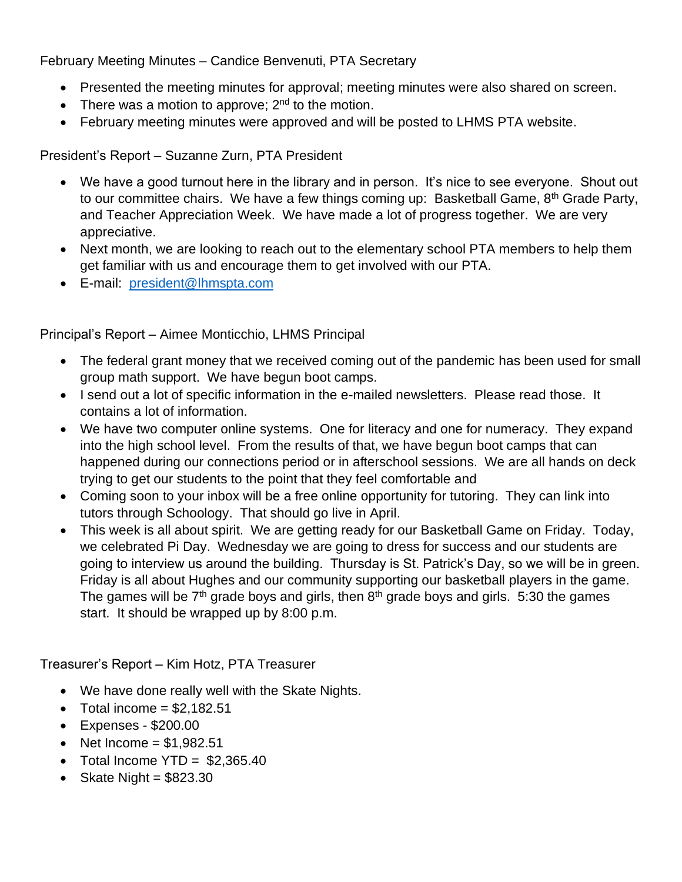February Meeting Minutes – Candice Benvenuti, PTA Secretary

- Presented the meeting minutes for approval; meeting minutes were also shared on screen.
- There was a motion to approve; 2nd to the motion.
- February meeting minutes were approved and will be posted to LHMS PTA website.

President's Report – Suzanne Zurn, PTA President

- We have a good turnout here in the library and in person. It's nice to see everyone. Shout out to our committee chairs. We have a few things coming up: Basketball Game, 8th Grade Party, and Teacher Appreciation Week. We have made a lot of progress together. We are very appreciative.
- Next month, we are looking to reach out to the elementary school PTA members to help them get familiar with us and encourage them to get involved with our PTA.
- E-mail: [president@lhmspta.com](mailto:president@lhmspta.com)

Principal's Report – Aimee Monticchio, LHMS Principal

- The federal grant money that we received coming out of the pandemic has been used for small group math support. We have begun boot camps.
- I send out a lot of specific information in the e-mailed newsletters. Please read those. It contains a lot of information.
- We have two computer online systems. One for literacy and one for numeracy. They expand into the high school level. From the results of that, we have begun boot camps that can happened during our connections period or in afterschool sessions. We are all hands on deck trying to get our students to the point that they feel comfortable and
- Coming soon to your inbox will be a free online opportunity for tutoring. They can link into tutors through Schoology. That should go live in April.
- This week is all about spirit. We are getting ready for our Basketball Game on Friday. Today, we celebrated Pi Day. Wednesday we are going to dress for success and our students are going to interview us around the building. Thursday is St. Patrick's Day, so we will be in green. Friday is all about Hughes and our community supporting our basketball players in the game. The games will be 7th grade boys and girls, then 8th grade boys and girls. 5:30 the games start. It should be wrapped up by 8:00 p.m.

Treasurer's Report – Kim Hotz, PTA Treasurer

- We have done really well with the Skate Nights.
- Total income = $2,182.51
- Expenses - $200.00
- Net Income = $1,982.51
- Total Income YTD = $2,365.40
- Skate Night = $823.30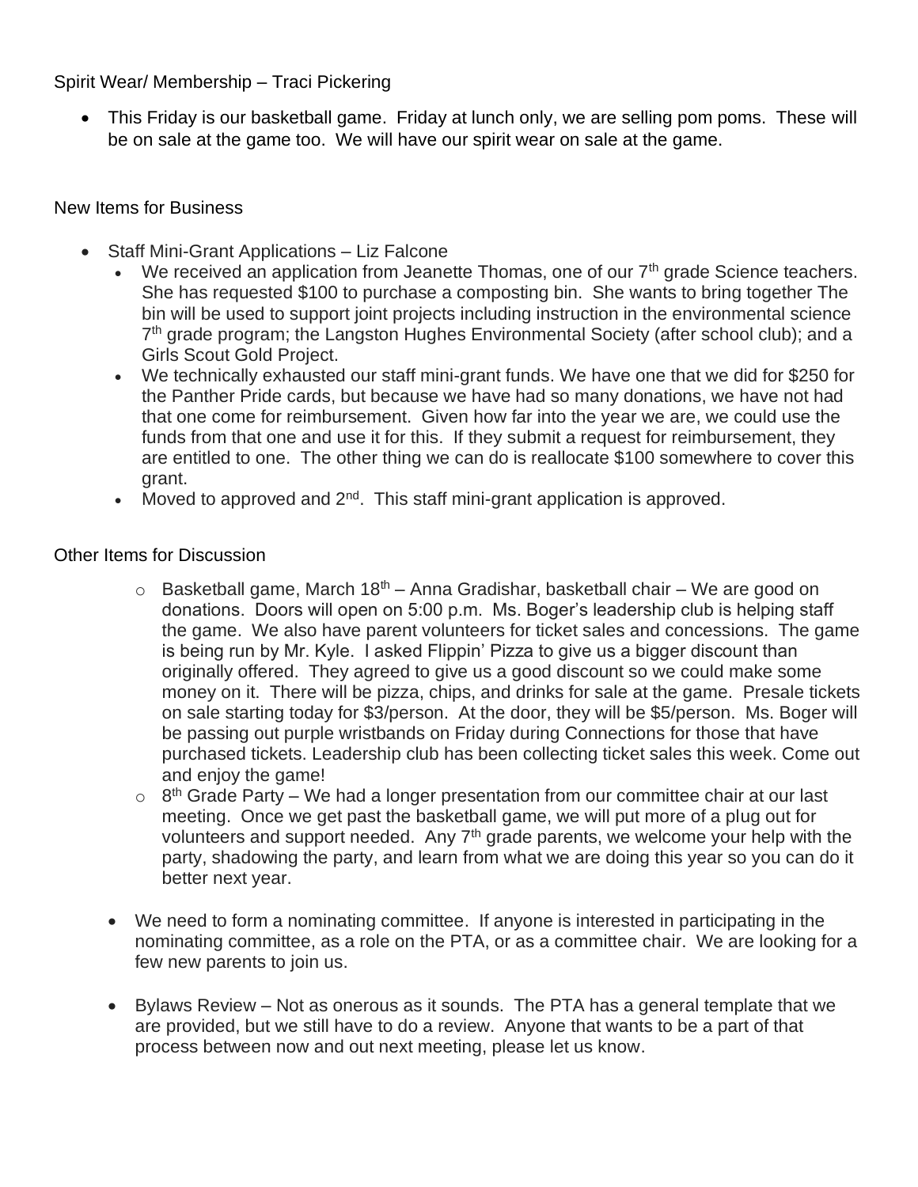Spirit Wear/ Membership – Traci Pickering

- This Friday is our basketball game. Friday at lunch only, we are selling pom poms. These will be on sale at the game too. We will have our spirit wear on sale at the game.

New Items for Business

- Staff Mini-Grant Applications – Liz Falcone
  - We received an application from Jeanette Thomas, one of our 7th grade Science teachers. She has requested $100 to purchase a composting bin. She wants to bring together The bin will be used to support joint projects including instruction in the environmental science 7th grade program; the Langston Hughes Environmental Society (after school club); and a Girls Scout Gold Project.
  - We technically exhausted our staff mini-grant funds. We have one that we did for $250 for the Panther Pride cards, but because we have had so many donations, we have not had that one come for reimbursement. Given how far into the year we are, we could use the funds from that one and use it for this. If they submit a request for reimbursement, they are entitled to one. The other thing we can do is reallocate $100 somewhere to cover this grant.
  - Moved to approved and 2nd. This staff mini-grant application is approved.

Other Items for Discussion

- Basketball game, March 18th – Anna Gradishar, basketball chair – We are good on donations. Doors will open on 5:00 p.m. Ms. Boger's leadership club is helping staff the game. We also have parent volunteers for ticket sales and concessions. The game is being run by Mr. Kyle. I asked Flippin' Pizza to give us a bigger discount than originally offered. They agreed to give us a good discount so we could make some money on it. There will be pizza, chips, and drinks for sale at the game. Presale tickets on sale starting today for $3/person. At the door, they will be $5/person. Ms. Boger will be passing out purple wristbands on Friday during Connections for those that have purchased tickets. Leadership club has been collecting ticket sales this week. Come out and enjoy the game!
- 8th Grade Party – We had a longer presentation from our committee chair at our last meeting. Once we get past the basketball game, we will put more of a plug out for volunteers and support needed. Any 7th grade parents, we welcome your help with the party, shadowing the party, and learn from what we are doing this year so you can do it better next year.

- We need to form a nominating committee. If anyone is interested in participating in the nominating committee, as a role on the PTA, or as a committee chair. We are looking for a few new parents to join us.

- Bylaws Review – Not as onerous as it sounds. The PTA has a general template that we are provided, but we still have to do a review. Anyone that wants to be a part of that process between now and out next meeting, please let us know.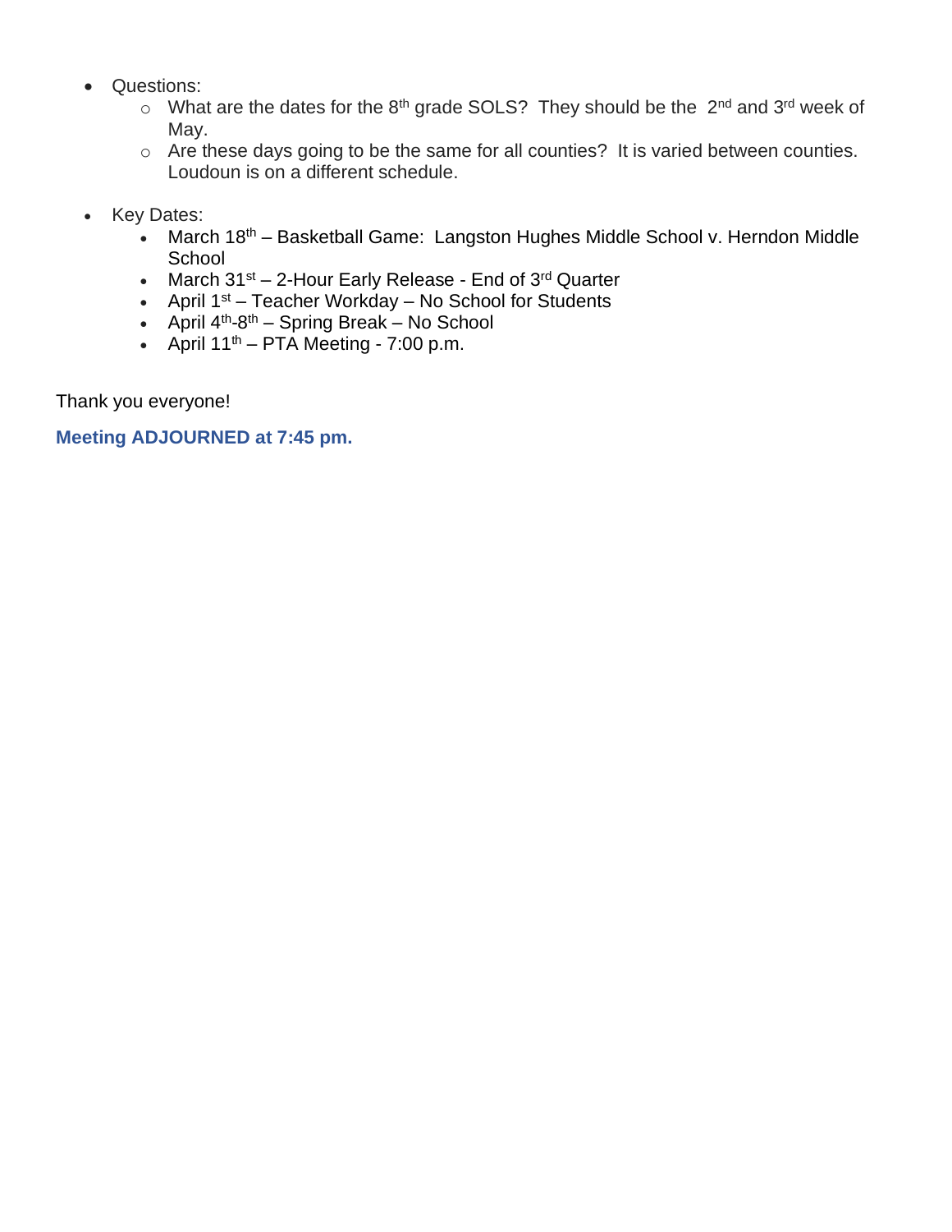- Questions:
  - What are the dates for the 8th grade SOLS? They should be the 2nd and 3rd week of May.
  - Are these days going to be the same for all counties? It is varied between counties. Loudoun is on a different schedule.

- Key Dates:
  - March 18th – Basketball Game: Langston Hughes Middle School v. Herndon Middle School
  - March 31st – 2-Hour Early Release - End of 3rd Quarter
  - April 1st – Teacher Workday – No School for Students
  - April 4th-8th – Spring Break – No School
  - April 11th – PTA Meeting - 7:00 p.m.

Thank you everyone!

**Meeting ADJOURNED at 7:45 pm.**